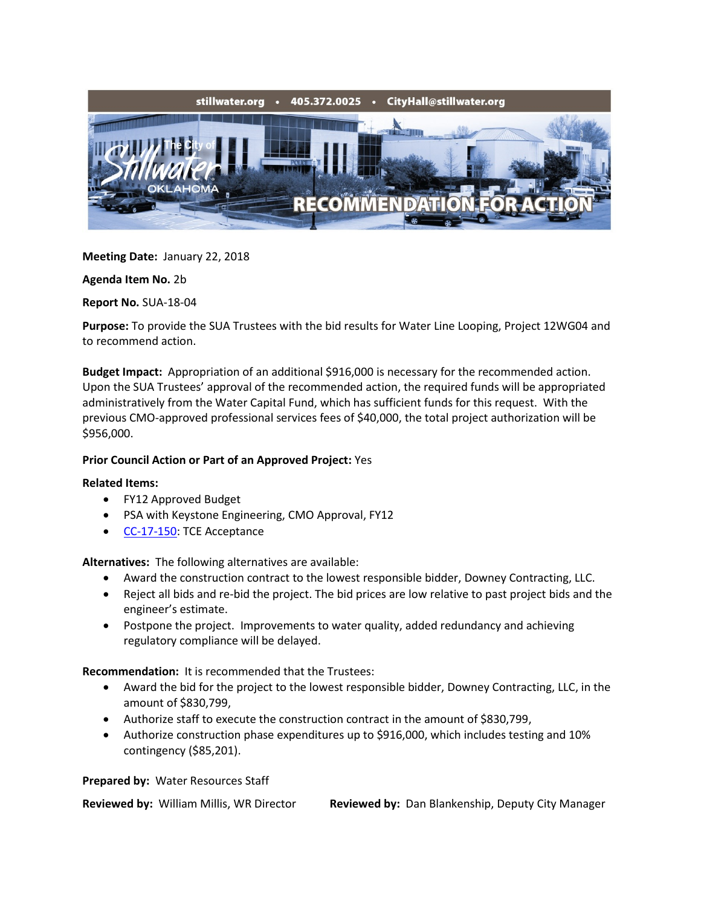stillwater.org • 405.372.0025 • CityHall@stillwater.org

The City of Stillwater OKLAHOMA

# RECOMMENDATION FOR ACTION

**Meeting Date:** January 22, 2018

**Agenda Item No.** 2b

**Report No.** SUA-18-04

**Purpose:** To provide the SUA Trustees with the bid results for Water Line Looping, Project 12WG04 and to recommend action.

**Budget Impact:** Appropriation of an additional $916,000 is necessary for the recommended action. Upon the SUA Trustees' approval of the recommended action, the required funds will be appropriated administratively from the Water Capital Fund, which has sufficient funds for this request. With the previous CMO-approved professional services fees of $40,000, the total project authorization will be $956,000.

**Prior Council Action or Part of an Approved Project:** Yes

**Related Items:**

- FY12 Approved Budget
- PSA with Keystone Engineering, CMO Approval, FY12
- CC-17-150: TCE Acceptance

**Alternatives:** The following alternatives are available:

- Award the construction contract to the lowest responsible bidder, Downey Contracting, LLC.
- Reject all bids and re-bid the project. The bid prices are low relative to past project bids and the engineer's estimate.
- Postpone the project. Improvements to water quality, added redundancy and achieving regulatory compliance will be delayed.

**Recommendation:** It is recommended that the Trustees:

- Award the bid for the project to the lowest responsible bidder, Downey Contracting, LLC, in the amount of $830,799,
- Authorize staff to execute the construction contract in the amount of $830,799,
- Authorize construction phase expenditures up to $916,000, which includes testing and 10% contingency ($85,201).

**Prepared by:** Water Resources Staff

**Reviewed by:** William Millis, WR Director **Reviewed by:** Dan Blankenship, Deputy City Manager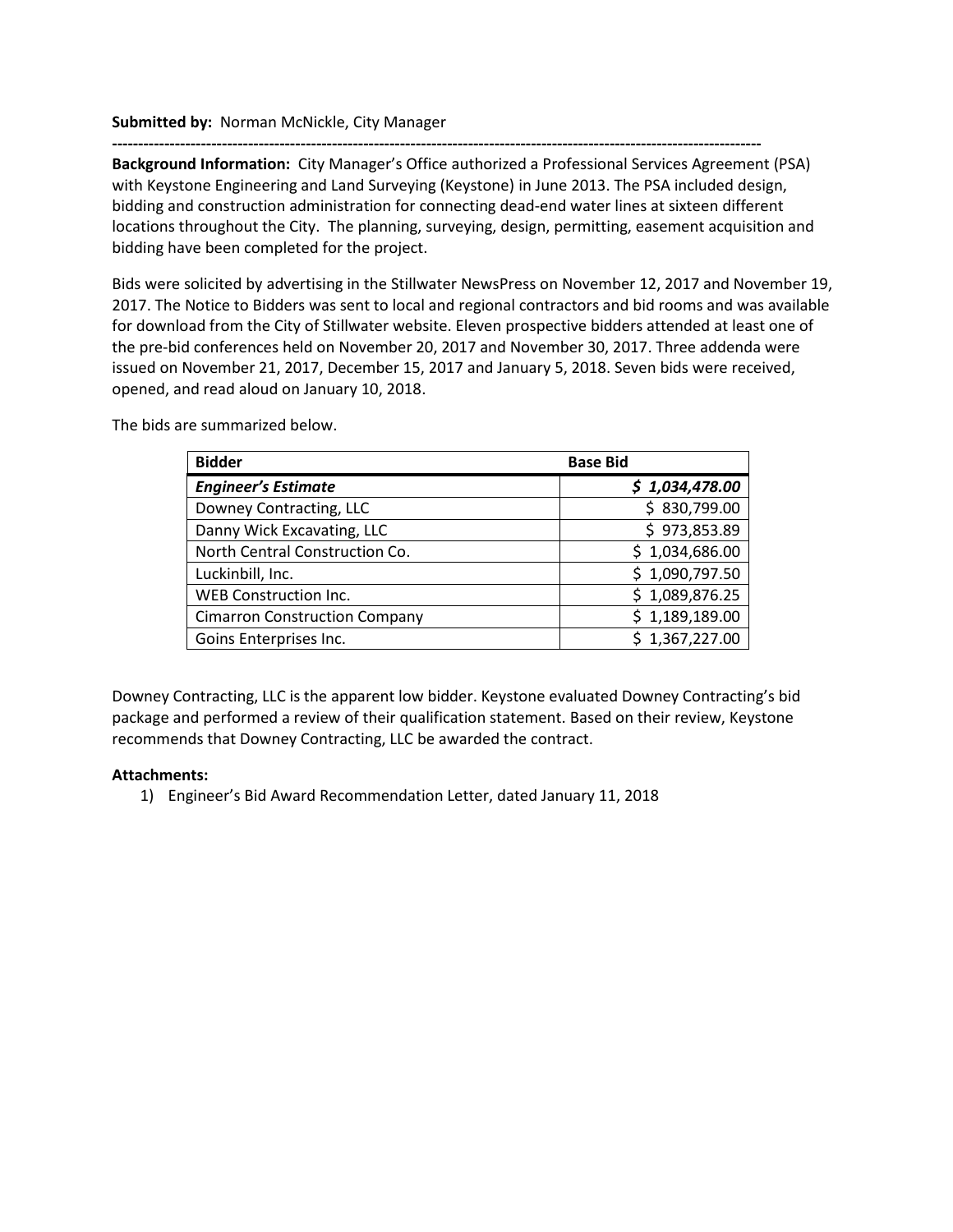**Submitted by:** Norman McNickle, City Manager

---

**Background Information:** City Manager's Office authorized a Professional Services Agreement (PSA) with Keystone Engineering and Land Surveying (Keystone) in June 2013. The PSA included design, bidding and construction administration for connecting dead-end water lines at sixteen different locations throughout the City. The planning, surveying, design, permitting, easement acquisition and bidding have been completed for the project.

Bids were solicited by advertising in the Stillwater NewsPress on November 12, 2017 and November 19, 2017. The Notice to Bidders was sent to local and regional contractors and bid rooms and was available for download from the City of Stillwater website. Eleven prospective bidders attended at least one of the pre-bid conferences held on November 20, 2017 and November 30, 2017. Three addenda were issued on November 21, 2017, December 15, 2017 and January 5, 2018. Seven bids were received, opened, and read aloud on January 10, 2018.

The bids are summarized below.

| Bidder | Base Bid |
|---|---:|
| ***Engineer's Estimate*** | ***$ 1,034,478.00*** |
| Downey Contracting, LLC | $ 830,799.00 |
| Danny Wick Excavating, LLC | $ 973,853.89 |
| North Central Construction Co. | $ 1,034,686.00 |
| Luckinbill, Inc. | $ 1,090,797.50 |
| WEB Construction Inc. | $ 1,089,876.25 |
| Cimarron Construction Company | $ 1,189,189.00 |
| Goins Enterprises Inc. | $ 1,367,227.00 |

Downey Contracting, LLC is the apparent low bidder. Keystone evaluated Downey Contracting's bid package and performed a review of their qualification statement. Based on their review, Keystone recommends that Downey Contracting, LLC be awarded the contract.

**Attachments:**

1) Engineer's Bid Award Recommendation Letter, dated January 11, 2018